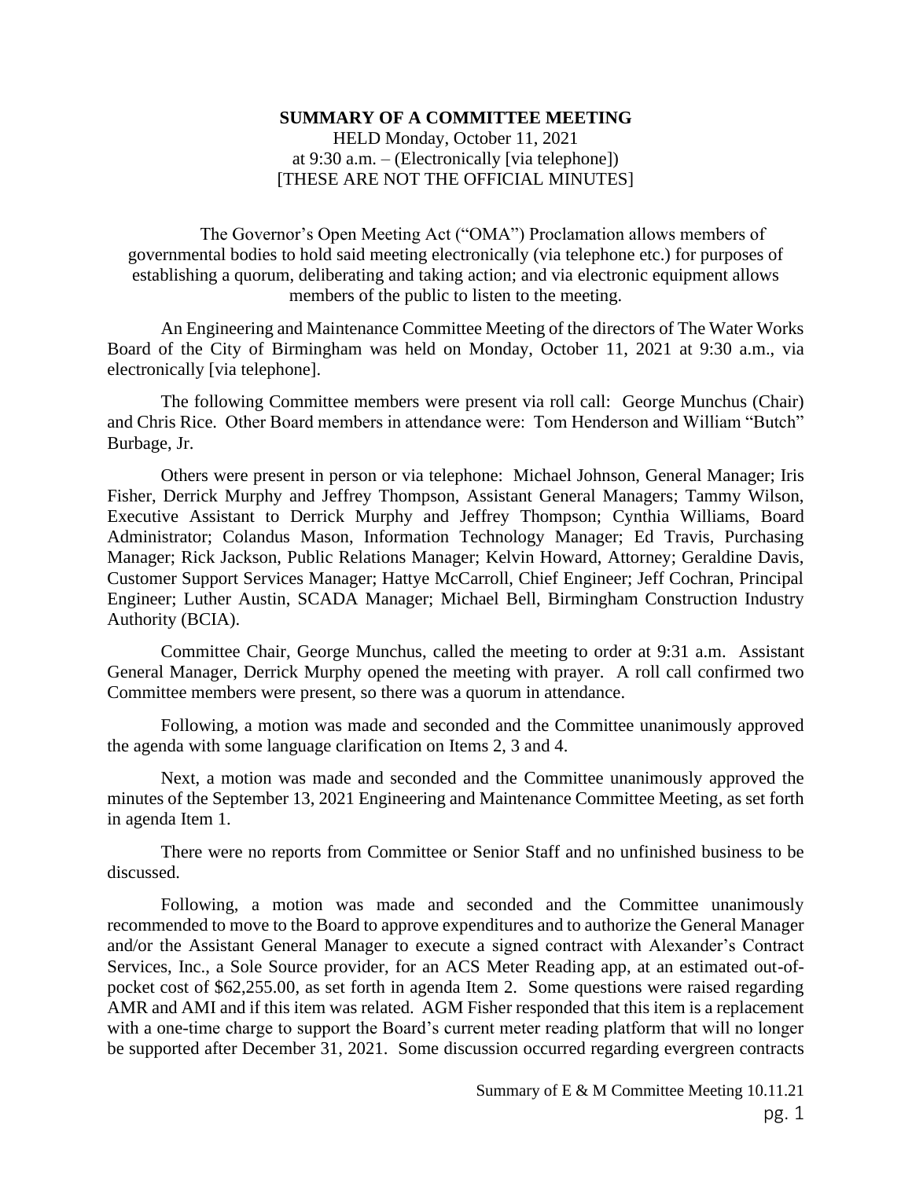**SUMMARY OF A COMMITTEE MEETING**
HELD Monday, October 11, 2021
at 9:30 a.m. – (Electronically [via telephone])
[THESE ARE NOT THE OFFICIAL MINUTES]

The Governor's Open Meeting Act ("OMA") Proclamation allows members of governmental bodies to hold said meeting electronically (via telephone etc.) for purposes of establishing a quorum, deliberating and taking action; and via electronic equipment allows members of the public to listen to the meeting.

An Engineering and Maintenance Committee Meeting of the directors of The Water Works Board of the City of Birmingham was held on Monday, October 11, 2021 at 9:30 a.m., via electronically [via telephone].

The following Committee members were present via roll call: George Munchus (Chair) and Chris Rice. Other Board members in attendance were: Tom Henderson and William "Butch" Burbage, Jr.

Others were present in person or via telephone: Michael Johnson, General Manager; Iris Fisher, Derrick Murphy and Jeffrey Thompson, Assistant General Managers; Tammy Wilson, Executive Assistant to Derrick Murphy and Jeffrey Thompson; Cynthia Williams, Board Administrator; Colandus Mason, Information Technology Manager; Ed Travis, Purchasing Manager; Rick Jackson, Public Relations Manager; Kelvin Howard, Attorney; Geraldine Davis, Customer Support Services Manager; Hattye McCarroll, Chief Engineer; Jeff Cochran, Principal Engineer; Luther Austin, SCADA Manager; Michael Bell, Birmingham Construction Industry Authority (BCIA).

Committee Chair, George Munchus, called the meeting to order at 9:31 a.m. Assistant General Manager, Derrick Murphy opened the meeting with prayer. A roll call confirmed two Committee members were present, so there was a quorum in attendance.

Following, a motion was made and seconded and the Committee unanimously approved the agenda with some language clarification on Items 2, 3 and 4.

Next, a motion was made and seconded and the Committee unanimously approved the minutes of the September 13, 2021 Engineering and Maintenance Committee Meeting, as set forth in agenda Item 1.

There were no reports from Committee or Senior Staff and no unfinished business to be discussed.

Following, a motion was made and seconded and the Committee unanimously recommended to move to the Board to approve expenditures and to authorize the General Manager and/or the Assistant General Manager to execute a signed contract with Alexander's Contract Services, Inc., a Sole Source provider, for an ACS Meter Reading app, at an estimated out-of-pocket cost of $62,255.00, as set forth in agenda Item 2. Some questions were raised regarding AMR and AMI and if this item was related. AGM Fisher responded that this item is a replacement with a one-time charge to support the Board's current meter reading platform that will no longer be supported after December 31, 2021. Some discussion occurred regarding evergreen contracts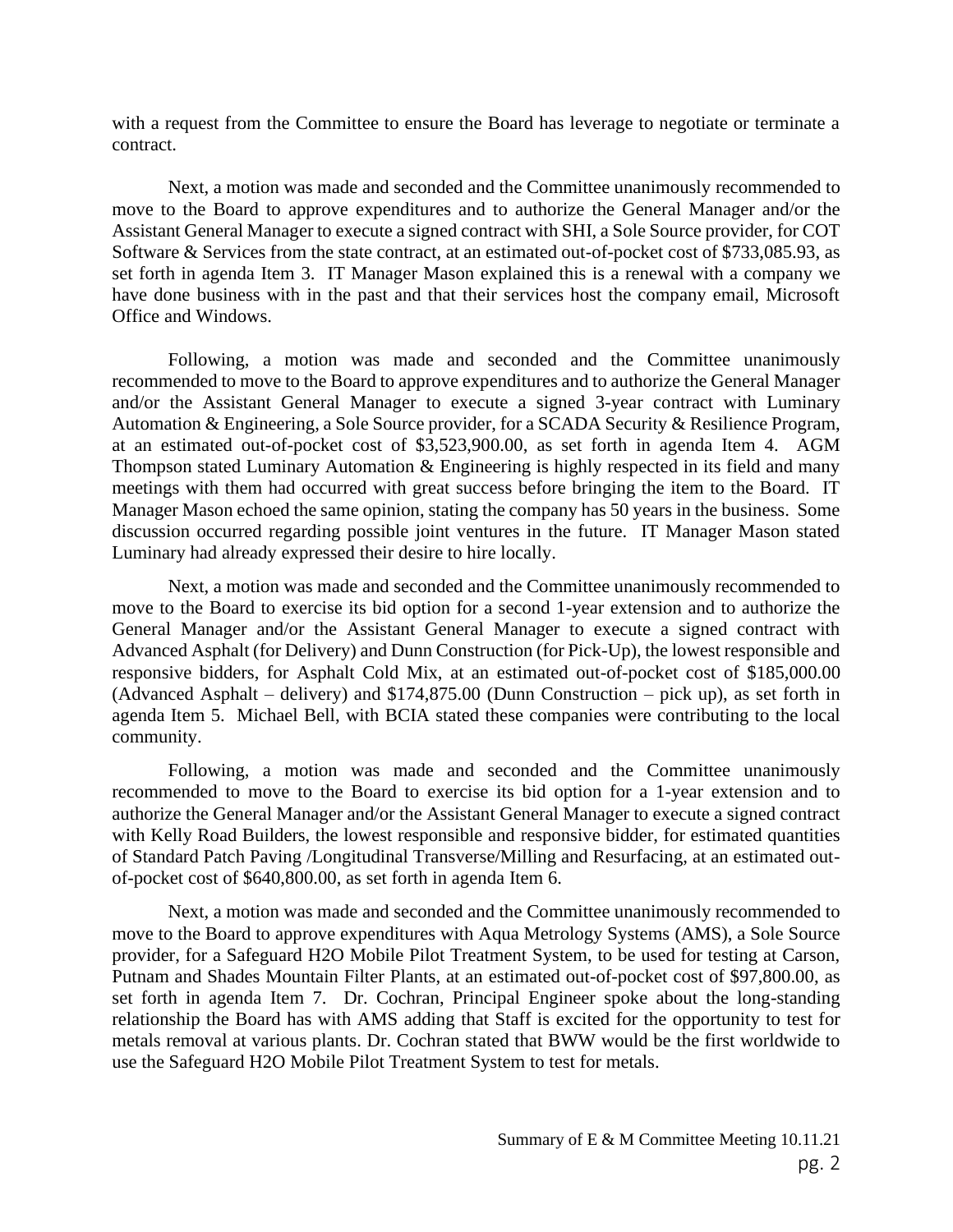with a request from the Committee to ensure the Board has leverage to negotiate or terminate a contract.

Next, a motion was made and seconded and the Committee unanimously recommended to move to the Board to approve expenditures and to authorize the General Manager and/or the Assistant General Manager to execute a signed contract with SHI, a Sole Source provider, for COT Software & Services from the state contract, at an estimated out-of-pocket cost of $733,085.93, as set forth in agenda Item 3. IT Manager Mason explained this is a renewal with a company we have done business with in the past and that their services host the company email, Microsoft Office and Windows.

Following, a motion was made and seconded and the Committee unanimously recommended to move to the Board to approve expenditures and to authorize the General Manager and/or the Assistant General Manager to execute a signed 3-year contract with Luminary Automation & Engineering, a Sole Source provider, for a SCADA Security & Resilience Program, at an estimated out-of-pocket cost of $3,523,900.00, as set forth in agenda Item 4. AGM Thompson stated Luminary Automation & Engineering is highly respected in its field and many meetings with them had occurred with great success before bringing the item to the Board. IT Manager Mason echoed the same opinion, stating the company has 50 years in the business. Some discussion occurred regarding possible joint ventures in the future. IT Manager Mason stated Luminary had already expressed their desire to hire locally.

Next, a motion was made and seconded and the Committee unanimously recommended to move to the Board to exercise its bid option for a second 1-year extension and to authorize the General Manager and/or the Assistant General Manager to execute a signed contract with Advanced Asphalt (for Delivery) and Dunn Construction (for Pick-Up), the lowest responsible and responsive bidders, for Asphalt Cold Mix, at an estimated out-of-pocket cost of $185,000.00 (Advanced Asphalt – delivery) and $174,875.00 (Dunn Construction – pick up), as set forth in agenda Item 5. Michael Bell, with BCIA stated these companies were contributing to the local community.

Following, a motion was made and seconded and the Committee unanimously recommended to move to the Board to exercise its bid option for a 1-year extension and to authorize the General Manager and/or the Assistant General Manager to execute a signed contract with Kelly Road Builders, the lowest responsible and responsive bidder, for estimated quantities of Standard Patch Paving /Longitudinal Transverse/Milling and Resurfacing, at an estimated out-of-pocket cost of $640,800.00, as set forth in agenda Item 6.

Next, a motion was made and seconded and the Committee unanimously recommended to move to the Board to approve expenditures with Aqua Metrology Systems (AMS), a Sole Source provider, for a Safeguard H2O Mobile Pilot Treatment System, to be used for testing at Carson, Putnam and Shades Mountain Filter Plants, at an estimated out-of-pocket cost of $97,800.00, as set forth in agenda Item 7. Dr. Cochran, Principal Engineer spoke about the long-standing relationship the Board has with AMS adding that Staff is excited for the opportunity to test for metals removal at various plants. Dr. Cochran stated that BWW would be the first worldwide to use the Safeguard H2O Mobile Pilot Treatment System to test for metals.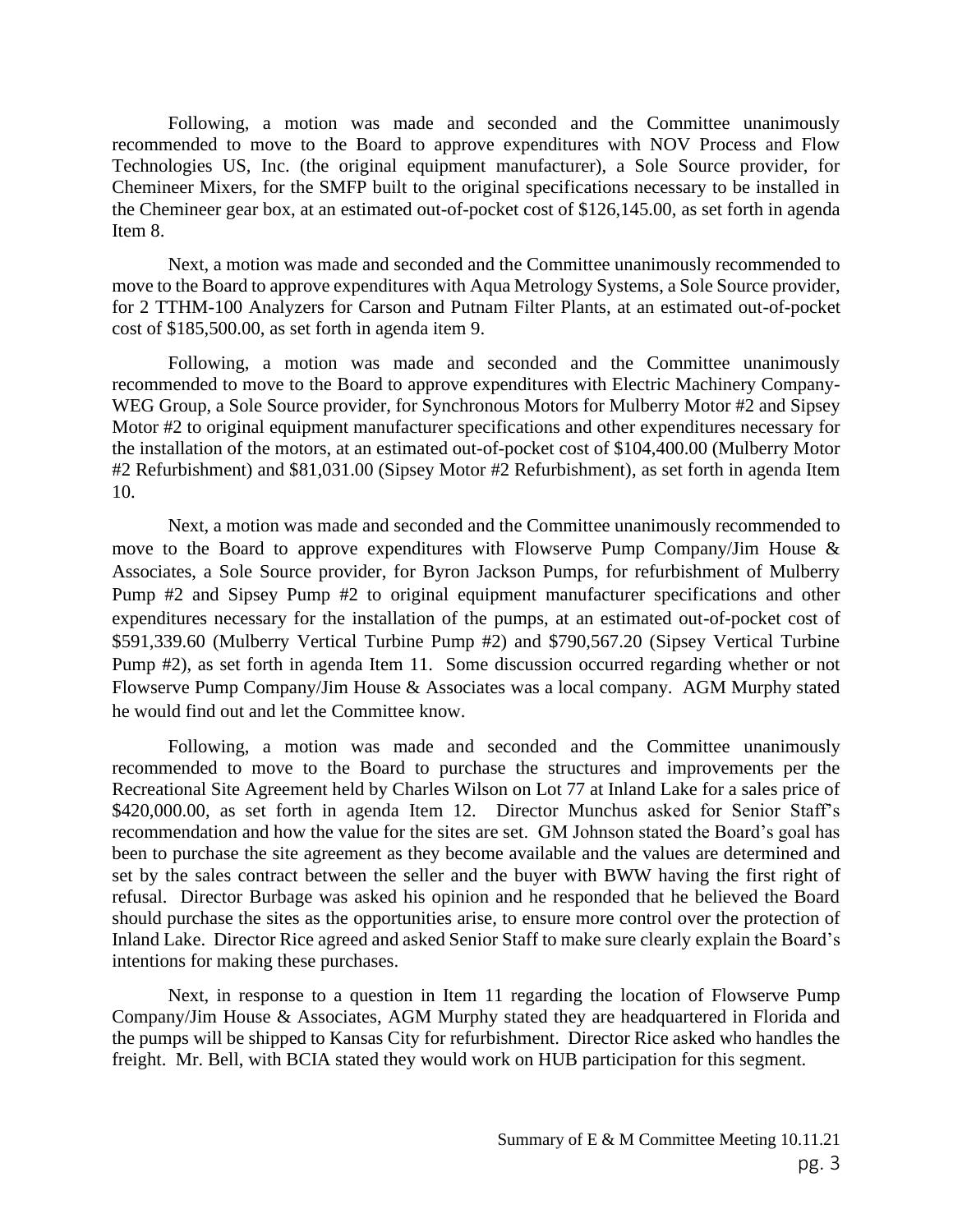Following, a motion was made and seconded and the Committee unanimously recommended to move to the Board to approve expenditures with NOV Process and Flow Technologies US, Inc. (the original equipment manufacturer), a Sole Source provider, for Chemineer Mixers, for the SMFP built to the original specifications necessary to be installed in the Chemineer gear box, at an estimated out-of-pocket cost of $126,145.00, as set forth in agenda Item 8.

Next, a motion was made and seconded and the Committee unanimously recommended to move to the Board to approve expenditures with Aqua Metrology Systems, a Sole Source provider, for 2 TTHM-100 Analyzers for Carson and Putnam Filter Plants, at an estimated out-of-pocket cost of $185,500.00, as set forth in agenda item 9.

Following, a motion was made and seconded and the Committee unanimously recommended to move to the Board to approve expenditures with Electric Machinery Company-WEG Group, a Sole Source provider, for Synchronous Motors for Mulberry Motor #2 and Sipsey Motor #2 to original equipment manufacturer specifications and other expenditures necessary for the installation of the motors, at an estimated out-of-pocket cost of $104,400.00 (Mulberry Motor #2 Refurbishment) and $81,031.00 (Sipsey Motor #2 Refurbishment), as set forth in agenda Item 10.

Next, a motion was made and seconded and the Committee unanimously recommended to move to the Board to approve expenditures with Flowserve Pump Company/Jim House & Associates, a Sole Source provider, for Byron Jackson Pumps, for refurbishment of Mulberry Pump #2 and Sipsey Pump #2 to original equipment manufacturer specifications and other expenditures necessary for the installation of the pumps, at an estimated out-of-pocket cost of $591,339.60 (Mulberry Vertical Turbine Pump #2) and $790,567.20 (Sipsey Vertical Turbine Pump #2), as set forth in agenda Item 11. Some discussion occurred regarding whether or not Flowserve Pump Company/Jim House & Associates was a local company. AGM Murphy stated he would find out and let the Committee know.

Following, a motion was made and seconded and the Committee unanimously recommended to move to the Board to purchase the structures and improvements per the Recreational Site Agreement held by Charles Wilson on Lot 77 at Inland Lake for a sales price of $420,000.00, as set forth in agenda Item 12. Director Munchus asked for Senior Staff's recommendation and how the value for the sites are set. GM Johnson stated the Board's goal has been to purchase the site agreement as they become available and the values are determined and set by the sales contract between the seller and the buyer with BWW having the first right of refusal. Director Burbage was asked his opinion and he responded that he believed the Board should purchase the sites as the opportunities arise, to ensure more control over the protection of Inland Lake. Director Rice agreed and asked Senior Staff to make sure clearly explain the Board's intentions for making these purchases.

Next, in response to a question in Item 11 regarding the location of Flowserve Pump Company/Jim House & Associates, AGM Murphy stated they are headquartered in Florida and the pumps will be shipped to Kansas City for refurbishment. Director Rice asked who handles the freight. Mr. Bell, with BCIA stated they would work on HUB participation for this segment.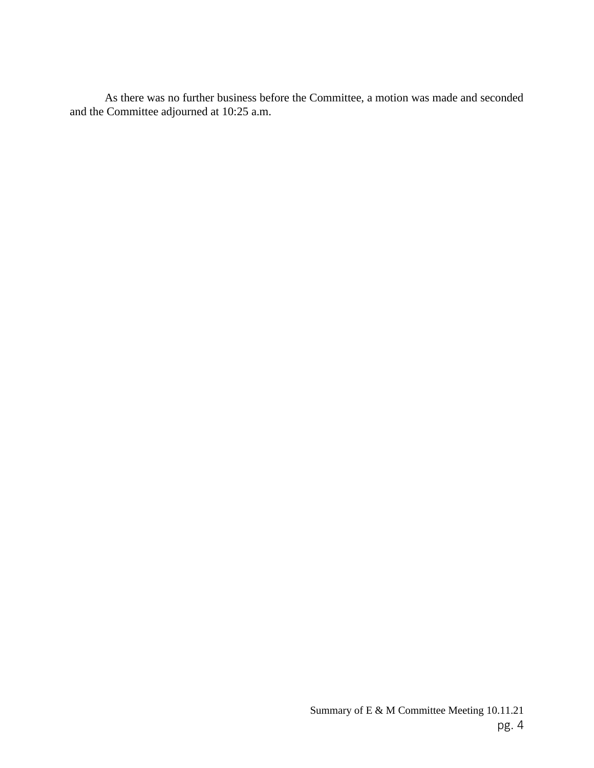As there was no further business before the Committee, a motion was made and seconded and the Committee adjourned at 10:25 a.m.